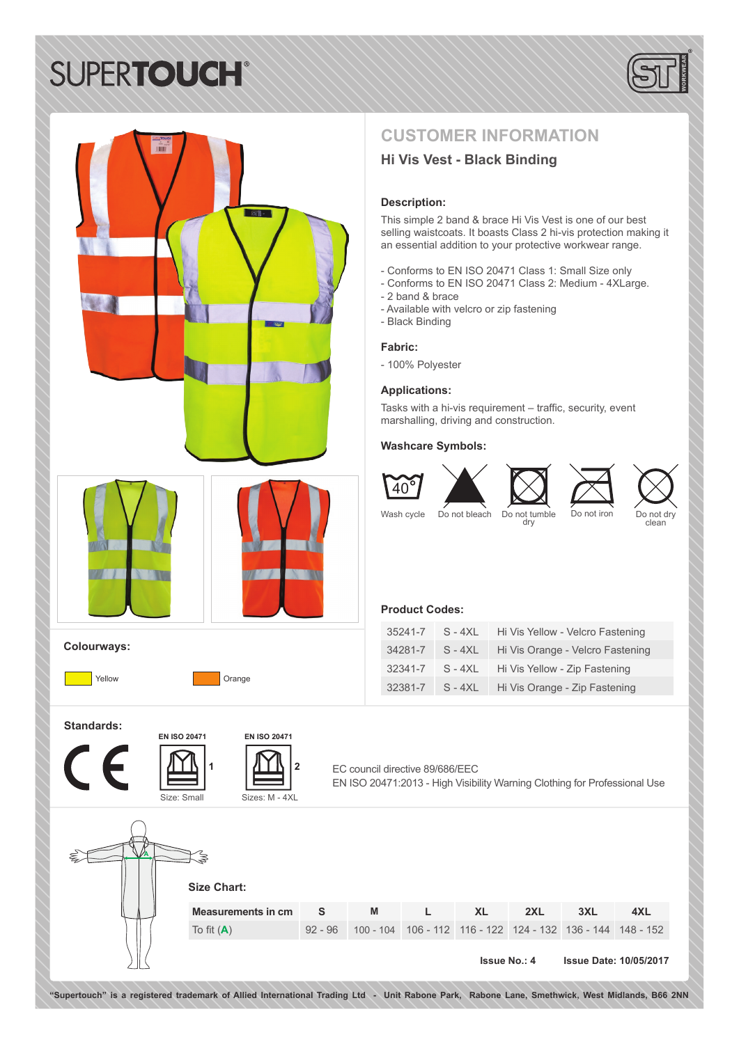# SUPERTOUCH®

## CUSTOMER INFORMATION

### Hi Vis Vest - Black Binding

**Description:**

This simple 2 band & brace Hi Vis Vest is one of our best selling waistcoats. It boasts Class 2 hi-vis protection making it an essential addition to your protective workwear range.

- Conforms to EN ISO 20471 Class 1: Small Size only
- Conforms to EN ISO 20471 Class 2: Medium - 4XLarge.
- 2 band & brace
- Available with velcro or zip fastening
- Black Binding

**Fabric:**

- 100% Polyester

**Applications:**

Tasks with a hi-vis requirement – traffic, security, event marshalling, driving and construction.

**Washcare Symbols:**

40° Wash cycle | Do not bleach | Do not tumble dry | Do not iron | Do not dry clean

**Colourways:**

Yellow | Orange

**Product Codes:**

| | | |
|---|---|---|
| 35241-7 | S - 4XL | Hi Vis Yellow - Velcro Fastening |
| 34281-7 | S - 4XL | Hi Vis Orange - Velcro Fastening |
| 32341-7 | S - 4XL | Hi Vis Yellow - Zip Fastening |
| 32381-7 | S - 4XL | Hi Vis Orange - Zip Fastening |

**Standards:**

CE

EN ISO 20471 — 1 — Size: Small

EN ISO 20471 — 2 — Sizes: M - 4XL

EC council directive 89/686/EEC
EN ISO 20471:2013 - High Visibility Warning Clothing for Professional Use

**Size Chart:**

| Measurements in cm | S | M | L | XL | 2XL | 3XL | 4XL |
|---|---|---|---|---|---|---|---|
| To fit (A) | 92 - 96 | 100 - 104 | 106 - 112 | 116 - 122 | 124 - 132 | 136 - 144 | 148 - 152 |

**Issue No.: 4** **Issue Date: 10/05/2017**

"Supertouch" is a registered trademark of Allied International Trading Ltd - Unit Rabone Park, Rabone Lane, Smethwick, West Midlands, B66 2NN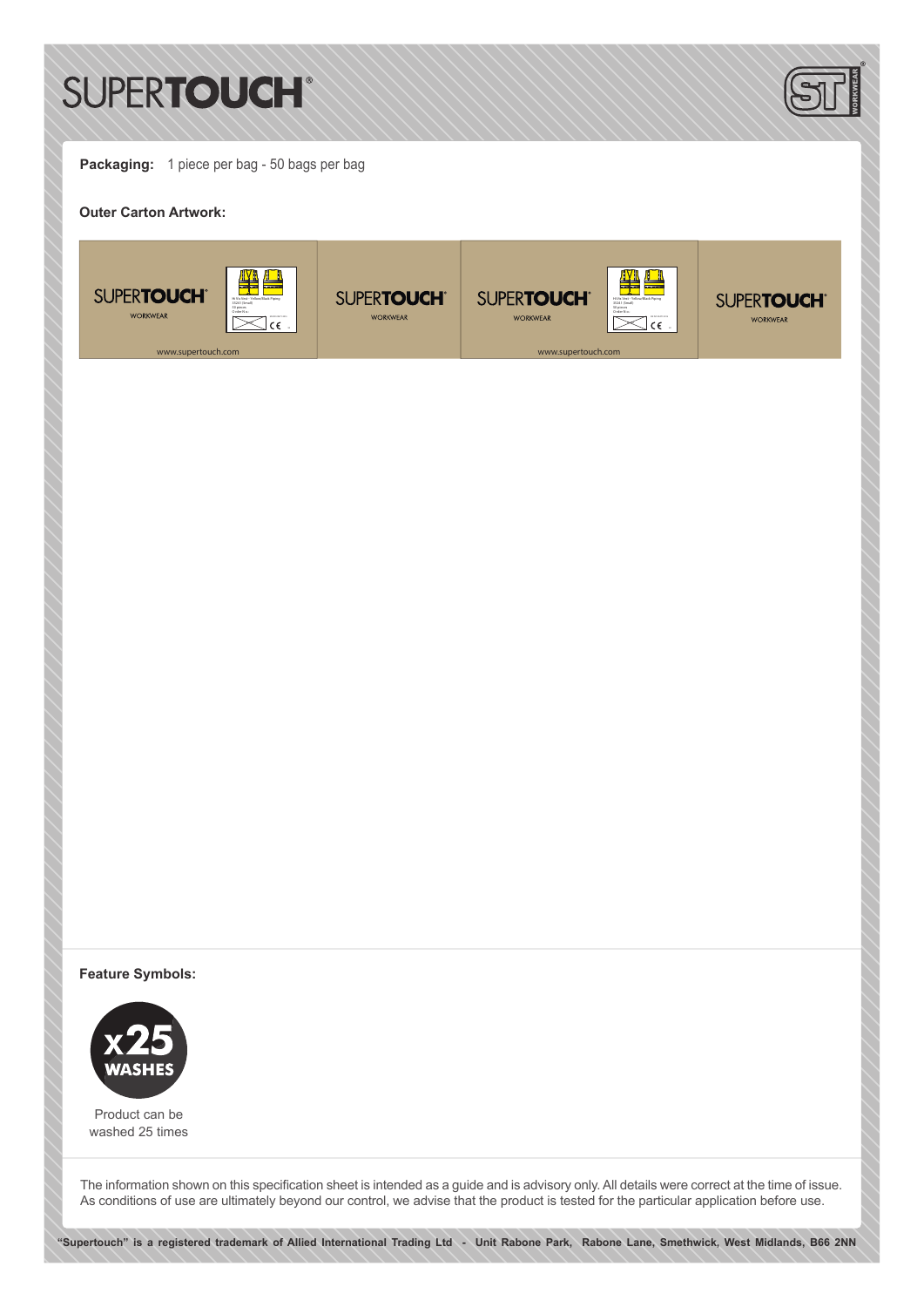**Packaging:** 1 piece per bag - 50 bags per bag

**Outer Carton Artwork:**

SUPERTOUCH WORKWEAR

www.supertouch.com

**Feature Symbols:**

x25 WASHES

Product can be washed 25 times

The information shown on this specification sheet is intended as a guide and is advisory only. All details were correct at the time of issue. As conditions of use are ultimately beyond our control, we advise that the product is tested for the particular application before use.

"Supertouch" is a registered trademark of Allied International Trading Ltd - Unit Rabone Park, Rabone Lane, Smethwick, West Midlands, B66 2NN